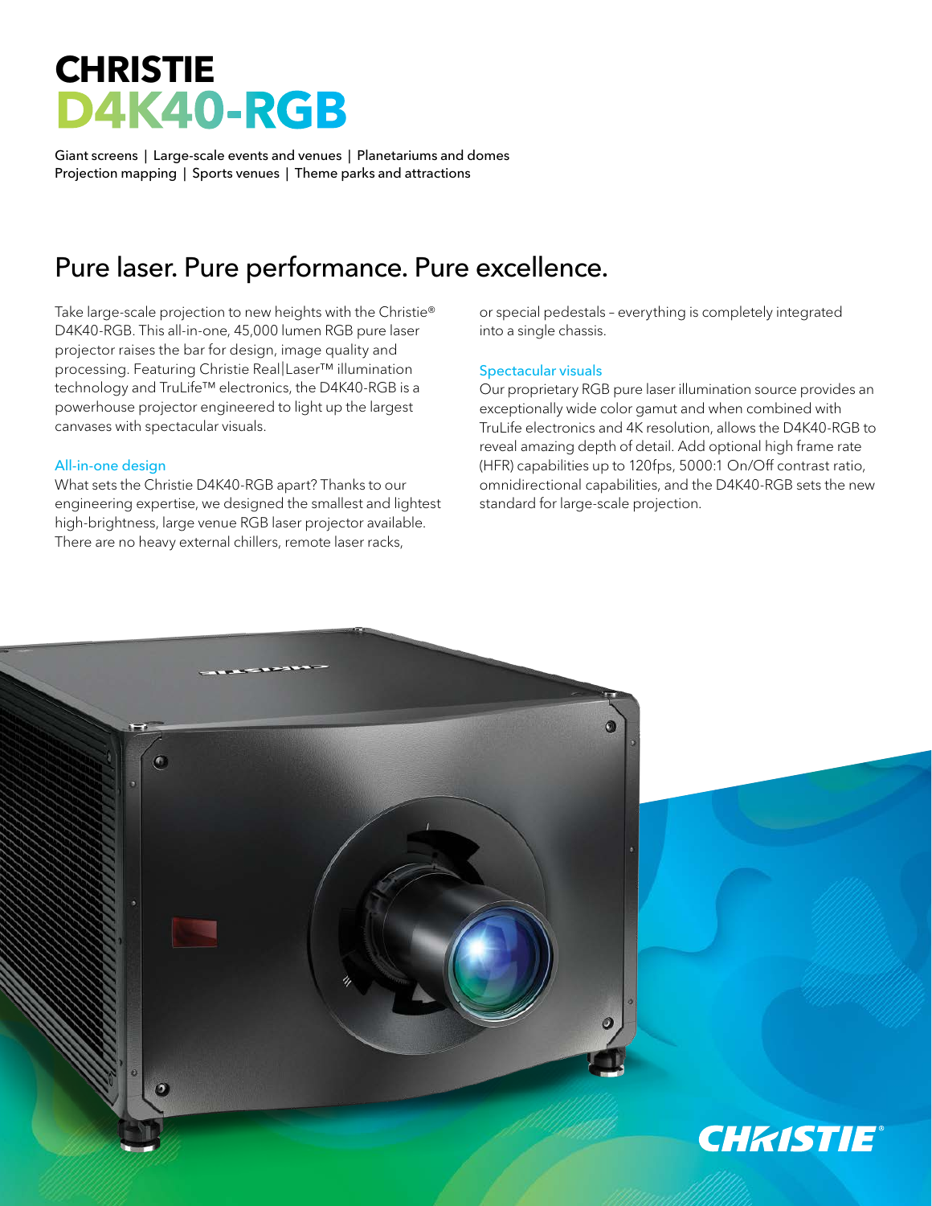# CHRISTIE
# D4K40-RGB

Giant screens | Large-scale events and venues | Planetariums and domes
Projection mapping | Sports venues | Theme parks and attractions

## Pure laser. Pure performance. Pure excellence.

Take large-scale projection to new heights with the Christie® D4K40-RGB. This all-in-one, 45,000 lumen RGB pure laser projector raises the bar for design, image quality and processing. Featuring Christie Real|Laser™ illumination technology and TruLife™ electronics, the D4K40-RGB is a powerhouse projector engineered to light up the largest canvases with spectacular visuals.

### All-in-one design

What sets the Christie D4K40-RGB apart? Thanks to our engineering expertise, we designed the smallest and lightest high-brightness, large venue RGB laser projector available. There are no heavy external chillers, remote laser racks, or special pedestals – everything is completely integrated into a single chassis.

### Spectacular visuals

Our proprietary RGB pure laser illumination source provides an exceptionally wide color gamut and when combined with TruLife electronics and 4K resolution, allows the D4K40-RGB to reveal amazing depth of detail. Add optional high frame rate (HFR) capabilities up to 120fps, 5000:1 On/Off contrast ratio, omnidirectional capabilities, and the D4K40-RGB sets the new standard for large-scale projection.

CHRISTIE®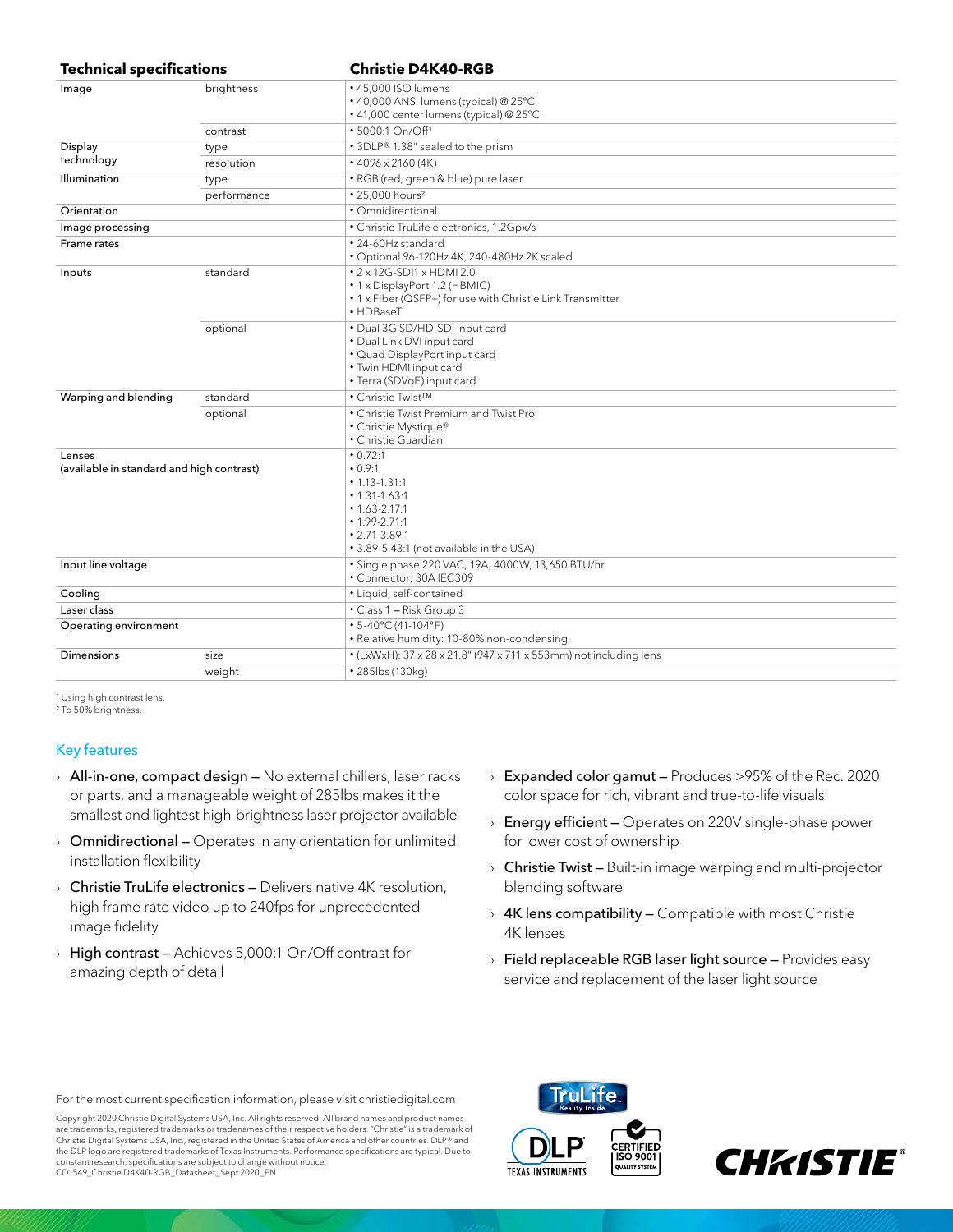| Technical specifications | | Christie D4K40-RGB |
|---|---|---|
| Image | brightness | • 45,000 ISO lumens<br>• 40,000 ANSI lumens (typical) @ 25°C<br>• 41,000 center lumens (typical) @ 25°C |
| | contrast | • 5000:1 On/Off[1] |
| Display technology | type | • 3DLP® 1.38" sealed to the prism |
| | resolution | • 4096 x 2160 (4K) |
| Illumination | type | • RGB (red, green & blue) pure laser |
| | performance | • 25,000 hours[2] |
| Orientation | | • Omnidirectional |
| Image processing | | • Christie TruLife electronics, 1.2Gpx/s |
| Frame rates | | • 24-60Hz standard<br>• Optional 96-120Hz 4K, 240-480Hz 2K scaled |
| Inputs | standard | • 2 x 12G-SDI1 x HDMI 2.0<br>• 1 x DisplayPort 1.2 (HBMIC)<br>• 1 x Fiber (QSFP+) for use with Christie Link Transmitter<br>• HDBaseT |
| | optional | • Dual 3G SD/HD-SDI input card<br>• Dual Link DVI input card<br>• Quad DisplayPort input card<br>• Twin HDMI input card<br>• Terra (SDVoE) input card |
| Warping and blending | standard | • Christie Twist™ |
| | optional | • Christie Twist Premium and Twist Pro<br>• Christie Mystique®<br>• Christie Guardian |
| Lenses (available in standard and high contrast) | | • 0.72:1<br>• 0.9:1<br>• 1.13-1.31:1<br>• 1.31-1.63:1<br>• 1.63-2.17:1<br>• 1.99-2.71:1<br>• 2.71-3.89:1<br>• 3.89-5.43:1 (not available in the USA) |
| Input line voltage | | • Single phase 220 VAC, 19A, 4000W, 13,650 BTU/hr<br>• Connector: 30A IEC309 |
| Cooling | | • Liquid, self-contained |
| Laser class | | • Class 1 – Risk Group 3 |
| Operating environment | | • 5-40°C (41-104°F)<br>• Relative humidity: 10-80% non-condensing |
| Dimensions | size | • (LxWxH): 37 x 28 x 21.8" (947 x 711 x 553mm) not including lens |
| | weight | • 285lbs (130kg) |

[1] Using high contrast lens.
[2] To 50% brightness.

## Key features

- **All-in-one, compact design** – No external chillers, laser racks or parts, and a manageable weight of 285lbs makes it the smallest and lightest high-brightness laser projector available
- **Omnidirectional** – Operates in any orientation for unlimited installation flexibility
- **Christie TruLife electronics** – Delivers native 4K resolution, high frame rate video up to 240fps for unprecedented image fidelity
- **High contrast** – Achieves 5,000:1 On/Off contrast for amazing depth of detail
- **Expanded color gamut** – Produces >95% of the Rec. 2020 color space for rich, vibrant and true-to-life visuals
- **Energy efficient** – Operates on 220V single-phase power for lower cost of ownership
- **Christie Twist** – Built-in image warping and multi-projector blending software
- **4K lens compatibility** – Compatible with most Christie 4K lenses
- **Field replaceable RGB laser light source** – Provides easy service and replacement of the laser light source

For the most current specification information, please visit christiedigital.com

Copyright 2020 Christie Digital Systems USA, Inc. All rights reserved. All brand names and product names are trademarks, registered trademarks or tradenames of their respective holders. "Christie" is a trademark of Christie Digital Systems USA, Inc., registered in the United States of America and other countries. DLP® and the DLP logo are registered trademarks of Texas Instruments. Performance specifications are typical. Due to constant research, specifications are subject to change without notice.
CD1549_Christie D4K40-RGB_Datasheet_Sept 2020_EN